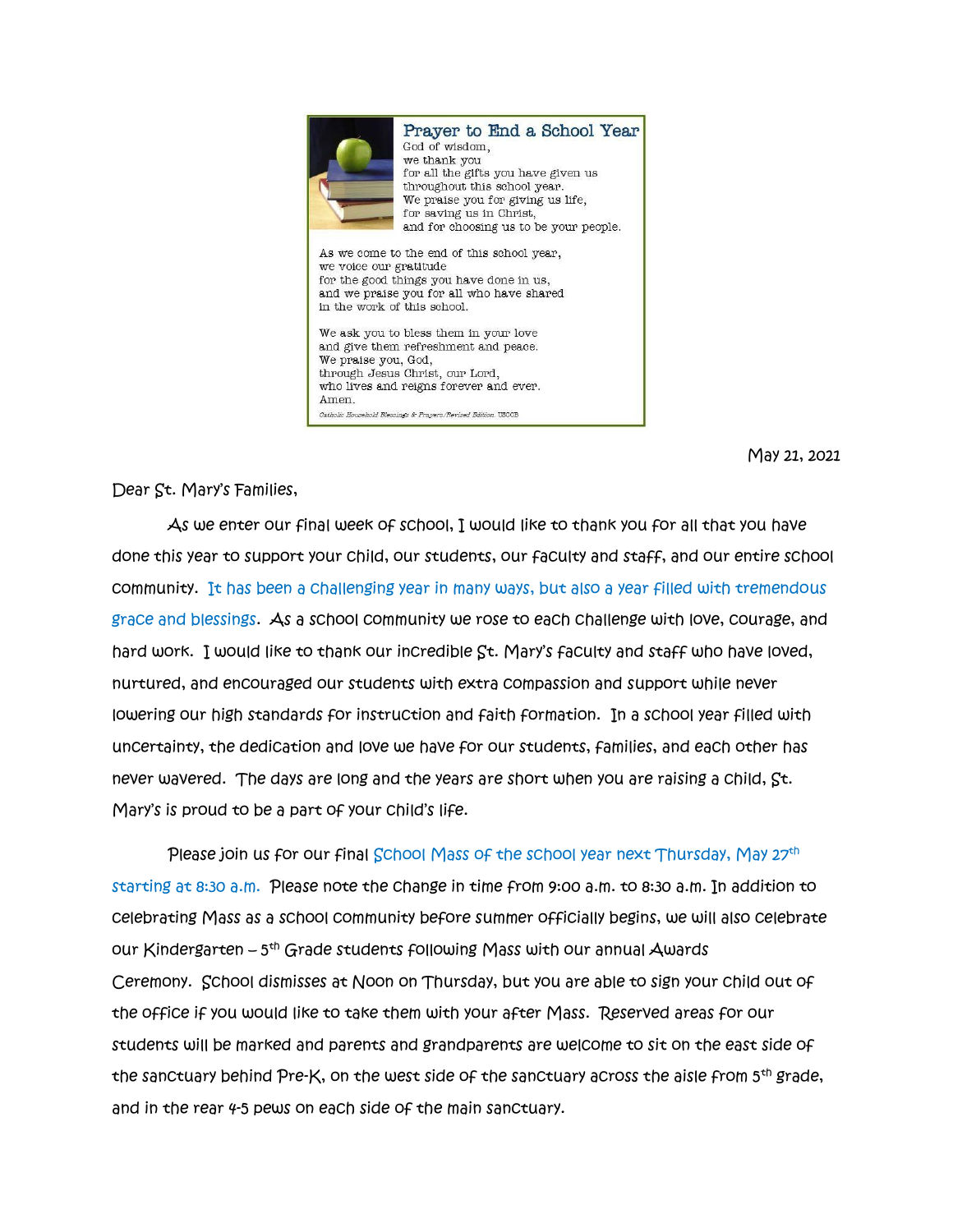## Prayer to End a School Year

God of wisdom,
we thank you
for all the gifts you have given us
throughout this school year.
We praise you for giving us life,
for saving us in Christ,
and for choosing us to be your people.

As we come to the end of this school year,
we voice our gratitude
for the good things you have done in us,
and we praise you for all who have shared
in the work of this school.

We ask you to bless them in your love
and give them refreshment and peace.
We praise you, God,
through Jesus Christ, our Lord,
who lives and reigns forever and ever.
Amen.

*Catholic Household Blessings & Prayers/Revised Edition. USCCB*

May 21, 2021

Dear St. Mary's Families,

As we enter our final week of school, I would like to thank you for all that you have done this year to support your child, our students, our faculty and staff, and our entire school community. It has been a challenging year in many ways, but also a year filled with tremendous grace and blessings. As a school community we rose to each challenge with love, courage, and hard work. I would like to thank our incredible St. Mary's faculty and staff who have loved, nurtured, and encouraged our students with extra compassion and support while never lowering our high standards for instruction and faith formation. In a school year filled with uncertainty, the dedication and love we have for our students, families, and each other has never wavered. The days are long and the years are short when you are raising a child, St. Mary's is proud to be a part of your child's life.

Please join us for our final School Mass of the school year next Thursday, May 27th starting at 8:30 a.m. Please note the change in time from 9:00 a.m. to 8:30 a.m. In addition to celebrating Mass as a school community before summer officially begins, we will also celebrate our Kindergarten – 5th Grade students following Mass with our annual Awards Ceremony. School dismisses at Noon on Thursday, but you are able to sign your child out of the office if you would like to take them with your after Mass. Reserved areas for our students will be marked and parents and grandparents are welcome to sit on the east side of the sanctuary behind Pre-K, on the west side of the sanctuary across the aisle from 5th grade, and in the rear 4-5 pews on each side of the main sanctuary.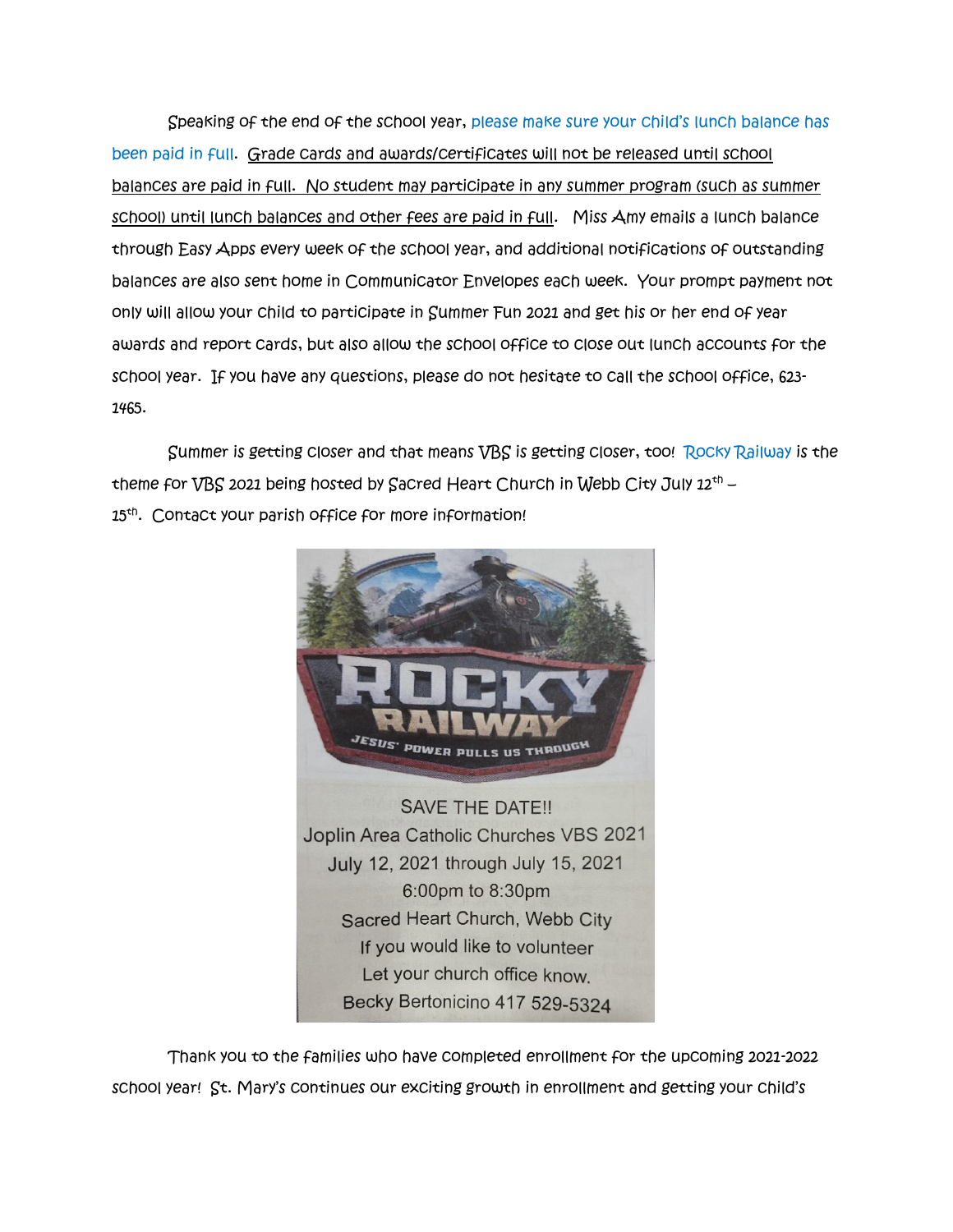Speaking of the end of the school year, please make sure your child's lunch balance has been paid in full. Grade cards and awards/certificates will not be released until school balances are paid in full. No student may participate in any summer program (such as summer school) until lunch balances and other fees are paid in full. Miss Amy emails a lunch balance through Easy Apps every week of the school year, and additional notifications of outstanding balances are also sent home in Communicator Envelopes each week. Your prompt payment not only will allow your child to participate in Summer Fun 2021 and get his or her end of year awards and report cards, but also allow the school office to close out lunch accounts for the school year. If you have any questions, please do not hesitate to call the school office, 623-1465.

Summer is getting closer and that means VBS is getting closer, too! Rocky Railway is the theme for VBS 2021 being hosted by Sacred Heart Church in Webb City July 12th – 15th. Contact your parish office for more information!

ROCKY RAILWAY

JESUS' POWER PULLS US THROUGH

SAVE THE DATE!!
Joplin Area Catholic Churches VBS 2021
July 12, 2021 through July 15, 2021
6:00pm to 8:30pm
Sacred Heart Church, Webb City
If you would like to volunteer
Let your church office know.
Becky Bertonicino 417 529-5324

Thank you to the families who have completed enrollment for the upcoming 2021-2022 school year! St. Mary's continues our exciting growth in enrollment and getting your child's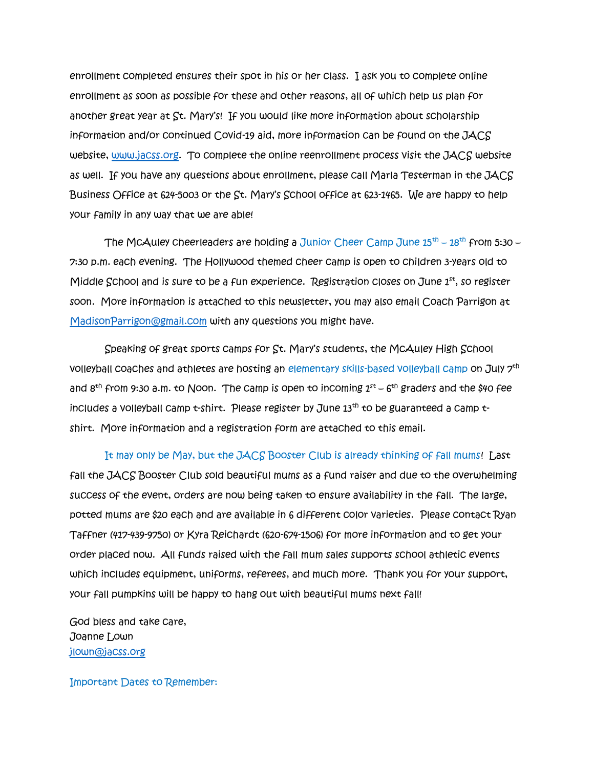enrollment completed ensures their spot in his or her class. I ask you to complete online enrollment as soon as possible for these and other reasons, all of which help us plan for another great year at St. Mary's! If you would like more information about scholarship information and/or continued Covid-19 aid, more information can be found on the JACS website, [www.jacss.org](www.jacss.org). To complete the online reenrollment process visit the JACS website as well. If you have any questions about enrollment, please call Marla Testerman in the JACS Business Office at 624-5003 or the St. Mary's School office at 623-1465. We are happy to help your family in any way that we are able!

The McAuley cheerleaders are holding a Junior Cheer Camp June 15th – 18th from 5:30 – 7:30 p.m. each evening. The Hollywood themed cheer camp is open to children 3-years old to Middle School and is sure to be a fun experience. Registration closes on June 1st, so register soon. More information is attached to this newsletter, you may also email Coach Parrigon at [MadisonParrigon@gmail.com](mailto:MadisonParrigon@gmail.com) with any questions you might have.

Speaking of great sports camps for St. Mary's students, the McAuley High School volleyball coaches and athletes are hosting an elementary skills-based volleyball camp on July 7th and 8th from 9:30 a.m. to Noon. The camp is open to incoming 1st – 6th graders and the $40 fee includes a volleyball camp t-shirt. Please register by June 13th to be guaranteed a camp t-shirt. More information and a registration form are attached to this email.

It may only be May, but the JACS Booster Club is already thinking of fall mums! Last fall the JACS Booster Club sold beautiful mums as a fund raiser and due to the overwhelming success of the event, orders are now being taken to ensure availability in the fall. The large, potted mums are $20 each and are available in 6 different color varieties. Please contact Ryan Taffner (417-439-9750) or Kyra Reichardt (620-674-1506) for more information and to get your order placed now. All funds raised with the fall mum sales supports school athletic events which includes equipment, uniforms, referees, and much more. Thank you for your support, your fall pumpkins will be happy to hang out with beautiful mums next fall!

God bless and take care,
Joanne Lown
[jlown@jacss.org](mailto:jlown@jacss.org)

Important Dates to Remember: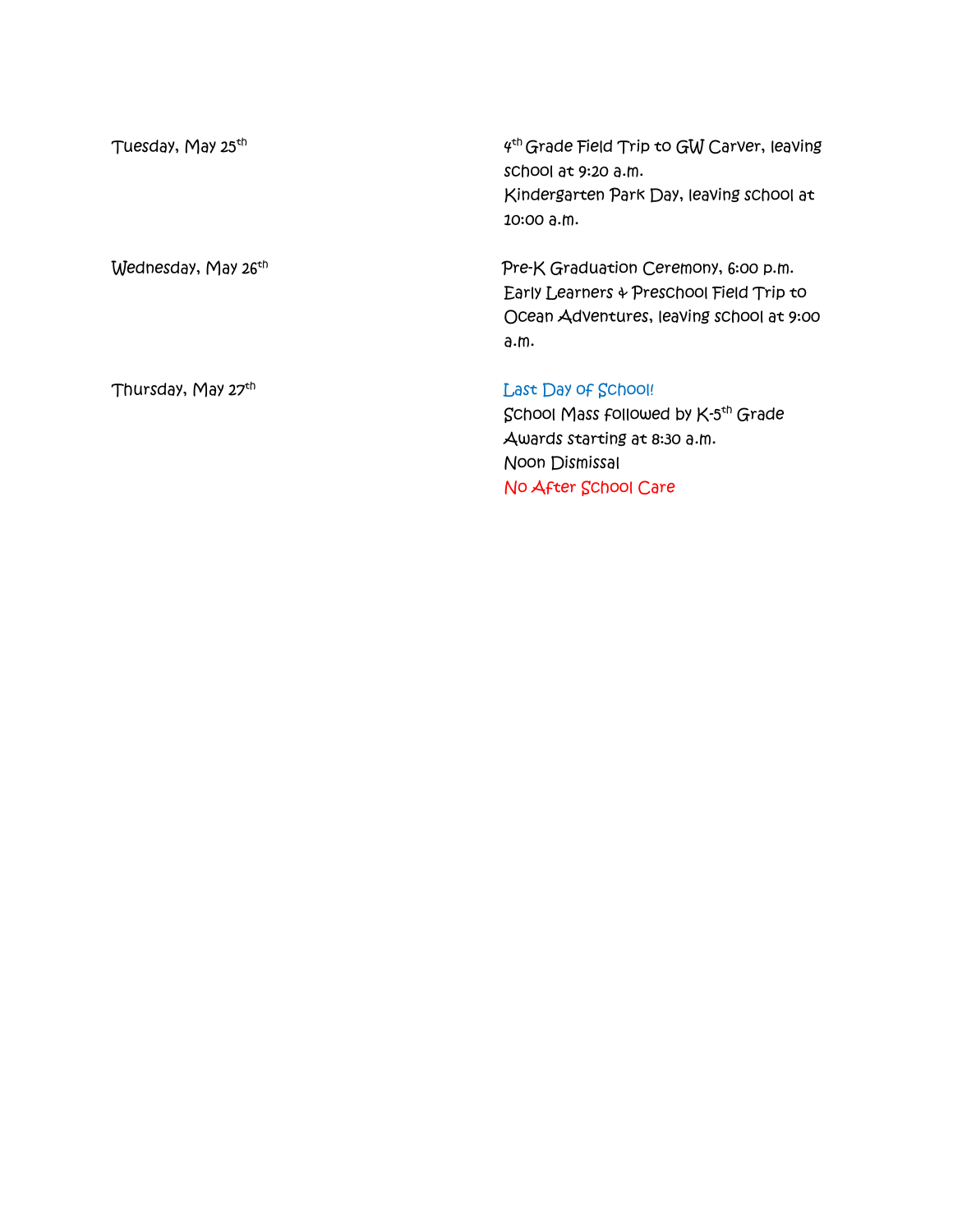| | |
|---|---|
| Tuesday, May 25th | 4th Grade Field Trip to GW Carver, leaving school at 9:20 a.m.<br>Kindergarten Park Day, leaving school at 10:00 a.m. |
| Wednesday, May 26th | Pre-K Graduation Ceremony, 6:00 p.m.<br>Early Learners & Preschool Field Trip to Ocean Adventures, leaving school at 9:00 a.m. |
| Thursday, May 27th | Last Day of School!<br>School Mass followed by K-5th Grade Awards starting at 8:30 a.m.<br>Noon Dismissal<br>No After School Care |